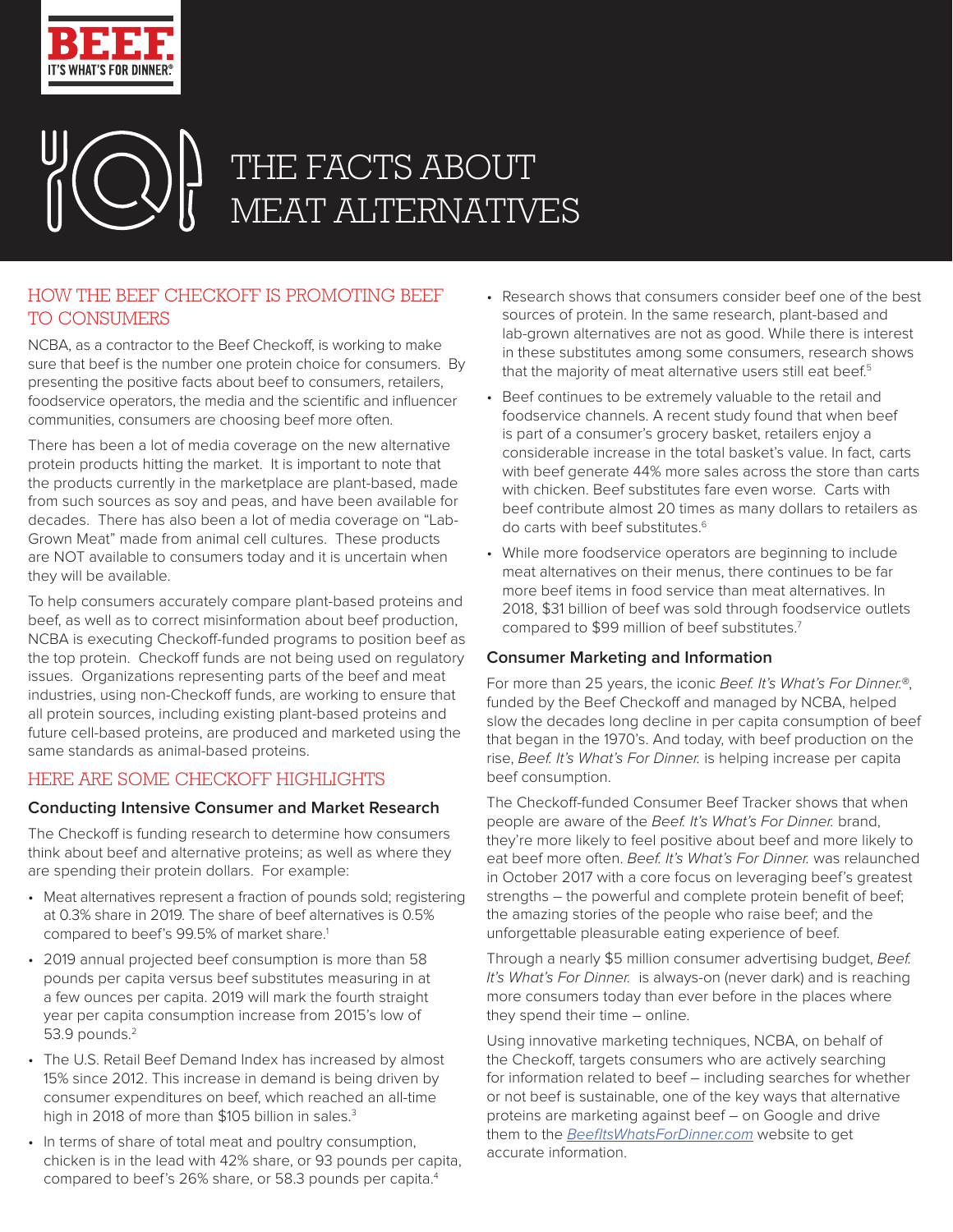BEEF. IT'S WHAT'S FOR DINNER.®

# THE FACTS ABOUT MEAT ALTERNATIVES

## HOW THE BEEF CHECKOFF IS PROMOTING BEEF TO CONSUMERS

NCBA, as a contractor to the Beef Checkoff, is working to make sure that beef is the number one protein choice for consumers. By presenting the positive facts about beef to consumers, retailers, foodservice operators, the media and the scientific and influencer communities, consumers are choosing beef more often.

There has been a lot of media coverage on the new alternative protein products hitting the market. It is important to note that the products currently in the marketplace are plant-based, made from such sources as soy and peas, and have been available for decades. There has also been a lot of media coverage on "Lab-Grown Meat" made from animal cell cultures. These products are NOT available to consumers today and it is uncertain when they will be available.

To help consumers accurately compare plant-based proteins and beef, as well as to correct misinformation about beef production, NCBA is executing Checkoff-funded programs to position beef as the top protein. Checkoff funds are not being used on regulatory issues. Organizations representing parts of the beef and meat industries, using non-Checkoff funds, are working to ensure that all protein sources, including existing plant-based proteins and future cell-based proteins, are produced and marketed using the same standards as animal-based proteins.

## HERE ARE SOME CHECKOFF HIGHLIGHTS

### Conducting Intensive Consumer and Market Research

The Checkoff is funding research to determine how consumers think about beef and alternative proteins; as well as where they are spending their protein dollars. For example:

- Meat alternatives represent a fraction of pounds sold; registering at 0.3% share in 2019. The share of beef alternatives is 0.5% compared to beef's 99.5% of market share.[1]
- 2019 annual projected beef consumption is more than 58 pounds per capita versus beef substitutes measuring in at a few ounces per capita. 2019 will mark the fourth straight year per capita consumption increase from 2015's low of 53.9 pounds.[2]
- The U.S. Retail Beef Demand Index has increased by almost 15% since 2012. This increase in demand is being driven by consumer expenditures on beef, which reached an all-time high in 2018 of more than $105 billion in sales.[3]
- In terms of share of total meat and poultry consumption, chicken is in the lead with 42% share, or 93 pounds per capita, compared to beef's 26% share, or 58.3 pounds per capita.[4]
- Research shows that consumers consider beef one of the best sources of protein. In the same research, plant-based and lab-grown alternatives are not as good. While there is interest in these substitutes among some consumers, research shows that the majority of meat alternative users still eat beef.[5]
- Beef continues to be extremely valuable to the retail and foodservice channels. A recent study found that when beef is part of a consumer's grocery basket, retailers enjoy a considerable increase in the total basket's value. In fact, carts with beef generate 44% more sales across the store than carts with chicken. Beef substitutes fare even worse. Carts with beef contribute almost 20 times as many dollars to retailers as do carts with beef substitutes.[6]
- While more foodservice operators are beginning to include meat alternatives on their menus, there continues to be far more beef items in food service than meat alternatives. In 2018, $31 billion of beef was sold through foodservice outlets compared to $99 million of beef substitutes.[7]

### Consumer Marketing and Information

For more than 25 years, the iconic *Beef. It's What's For Dinner.®*, funded by the Beef Checkoff and managed by NCBA, helped slow the decades long decline in per capita consumption of beef that began in the 1970's. And today, with beef production on the rise, *Beef. It's What's For Dinner.* is helping increase per capita beef consumption.

The Checkoff-funded Consumer Beef Tracker shows that when people are aware of the *Beef. It's What's For Dinner.* brand, they're more likely to feel positive about beef and more likely to eat beef more often. *Beef. It's What's For Dinner.* was relaunched in October 2017 with a core focus on leveraging beef's greatest strengths – the powerful and complete protein benefit of beef; the amazing stories of the people who raise beef; and the unforgettable pleasurable eating experience of beef.

Through a nearly $5 million consumer advertising budget, *Beef. It's What's For Dinner.* is always-on (never dark) and is reaching more consumers today than ever before in the places where they spend their time – online.

Using innovative marketing techniques, NCBA, on behalf of the Checkoff, targets consumers who are actively searching for information related to beef – including searches for whether or not beef is sustainable, one of the key ways that alternative proteins are marketing against beef – on Google and drive them to the [BeefItsWhatsForDinner.com](BeefItsWhatsForDinner.com) website to get accurate information.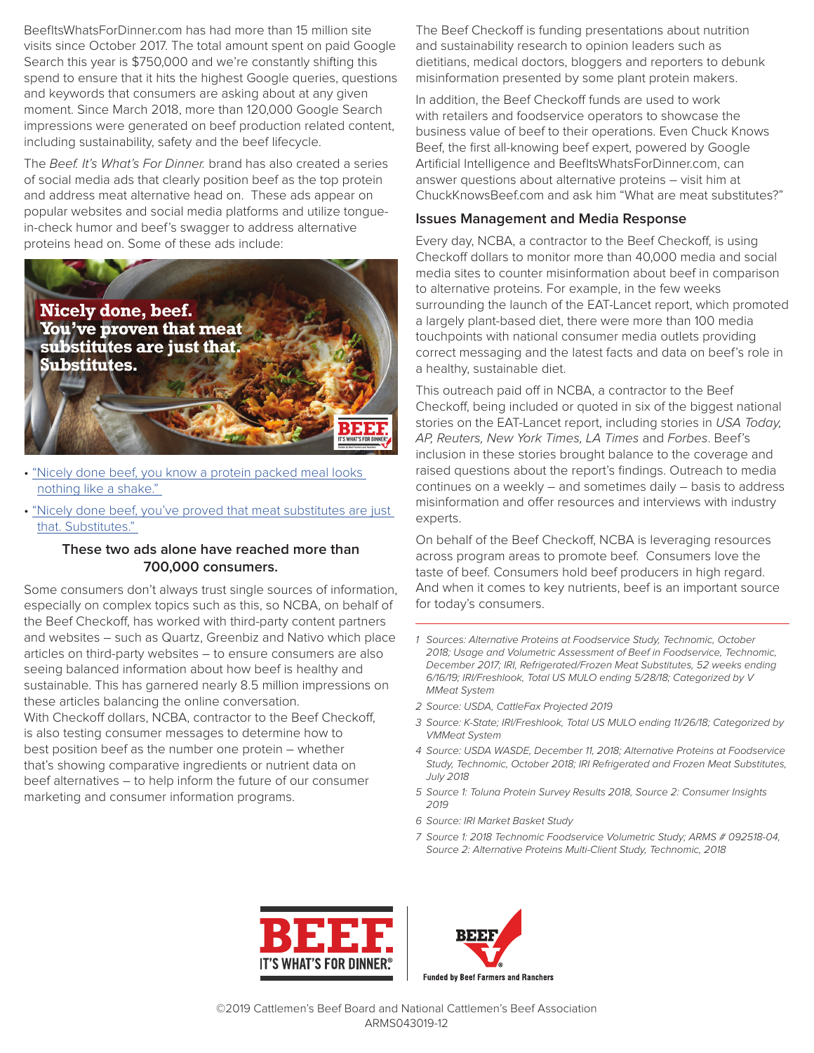BeefItsWhatsForDinner.com has had more than 15 million site visits since October 2017. The total amount spent on paid Google Search this year is $750,000 and we're constantly shifting this spend to ensure that it hits the highest Google queries, questions and keywords that consumers are asking about at any given moment. Since March 2018, more than 120,000 Google Search impressions were generated on beef production related content, including sustainability, safety and the beef lifecycle.

The *Beef. It's What's For Dinner.* brand has also created a series of social media ads that clearly position beef as the top protein and address meat alternative head on. These ads appear on popular websites and social media platforms and utilize tongue-in-check humor and beef's swagger to address alternative proteins head on. Some of these ads include:

Nicely done, beef.
You've proven that meat substitutes are just that. Substitutes.

BEEF. IT'S WHAT'S FOR DINNER.

- "Nicely done beef, you know a protein packed meal looks nothing like a shake."
- "Nicely done beef, you've proved that meat substitutes are just that. Substitutes."

**These two ads alone have reached more than 700,000 consumers.**

Some consumers don't always trust single sources of information, especially on complex topics such as this, so NCBA, on behalf of the Beef Checkoff, has worked with third-party content partners and websites – such as Quartz, Greenbiz and Nativo which place articles on third-party websites – to ensure consumers are also seeing balanced information about how beef is healthy and sustainable. This has garnered nearly 8.5 million impressions on these articles balancing the online conversation.

With Checkoff dollars, NCBA, contractor to the Beef Checkoff, is also testing consumer messages to determine how to best position beef as the number one protein – whether that's showing comparative ingredients or nutrient data on beef alternatives – to help inform the future of our consumer marketing and consumer information programs.

The Beef Checkoff is funding presentations about nutrition and sustainability research to opinion leaders such as dietitians, medical doctors, bloggers and reporters to debunk misinformation presented by some plant protein makers.

In addition, the Beef Checkoff funds are used to work with retailers and foodservice operators to showcase the business value of beef to their operations. Even Chuck Knows Beef, the first all-knowing beef expert, powered by Google Artificial Intelligence and BeefItsWhatsForDinner.com, can answer questions about alternative proteins – visit him at ChuckKnowsBeef.com and ask him "What are meat substitutes?"

## Issues Management and Media Response

Every day, NCBA, a contractor to the Beef Checkoff, is using Checkoff dollars to monitor more than 40,000 media and social media sites to counter misinformation about beef in comparison to alternative proteins. For example, in the few weeks surrounding the launch of the EAT-Lancet report, which promoted a largely plant-based diet, there were more than 100 media touchpoints with national consumer media outlets providing correct messaging and the latest facts and data on beef's role in a healthy, sustainable diet.

This outreach paid off in NCBA, a contractor to the Beef Checkoff, being included or quoted in six of the biggest national stories on the EAT-Lancet report, including stories in *USA Today, AP, Reuters, New York Times, LA Times* and *Forbes*. Beef's inclusion in these stories brought balance to the coverage and raised questions about the report's findings. Outreach to media continues on a weekly – and sometimes daily – basis to address misinformation and offer resources and interviews with industry experts.

On behalf of the Beef Checkoff, NCBA is leveraging resources across program areas to promote beef. Consumers love the taste of beef. Consumers hold beef producers in high regard. And when it comes to key nutrients, beef is an important source for today's consumers.

---

1. *Sources: Alternative Proteins at Foodservice Study, Technomic, October 2018; Usage and Volumetric Assessment of Beef in Foodservice, Technomic, December 2017; IRI, Refrigerated/Frozen Meat Substitutes, 52 weeks ending 6/16/19; IRI/Freshlook, Total US MULO ending 5/28/18; Categorized by V MMeat System*
2. *Source: USDA, CattleFax Projected 2019*
3. *Source: K-State; IRI/Freshlook, Total US MULO ending 11/26/18; Categorized by VMMeat System*
4. *Source: USDA WASDE, December 11, 2018; Alternative Proteins at Foodservice Study, Technomic, October 2018; IRI Refrigerated and Frozen Meat Substitutes, July 2018*
5. *Source 1: Toluna Protein Survey Results 2018, Source 2: Consumer Insights 2019*
6. *Source: IRI Market Basket Study*
7. *Source 1: 2018 Technomic Foodservice Volumetric Study; ARMS # 092518-04, Source 2: Alternative Proteins Multi-Client Study, Technomic, 2018*

BEEF. IT'S WHAT'S FOR DINNER.®

BEEF Funded by Beef Farmers and Ranchers

©2019 Cattlemen's Beef Board and National Cattlemen's Beef Association
ARMS043019-12